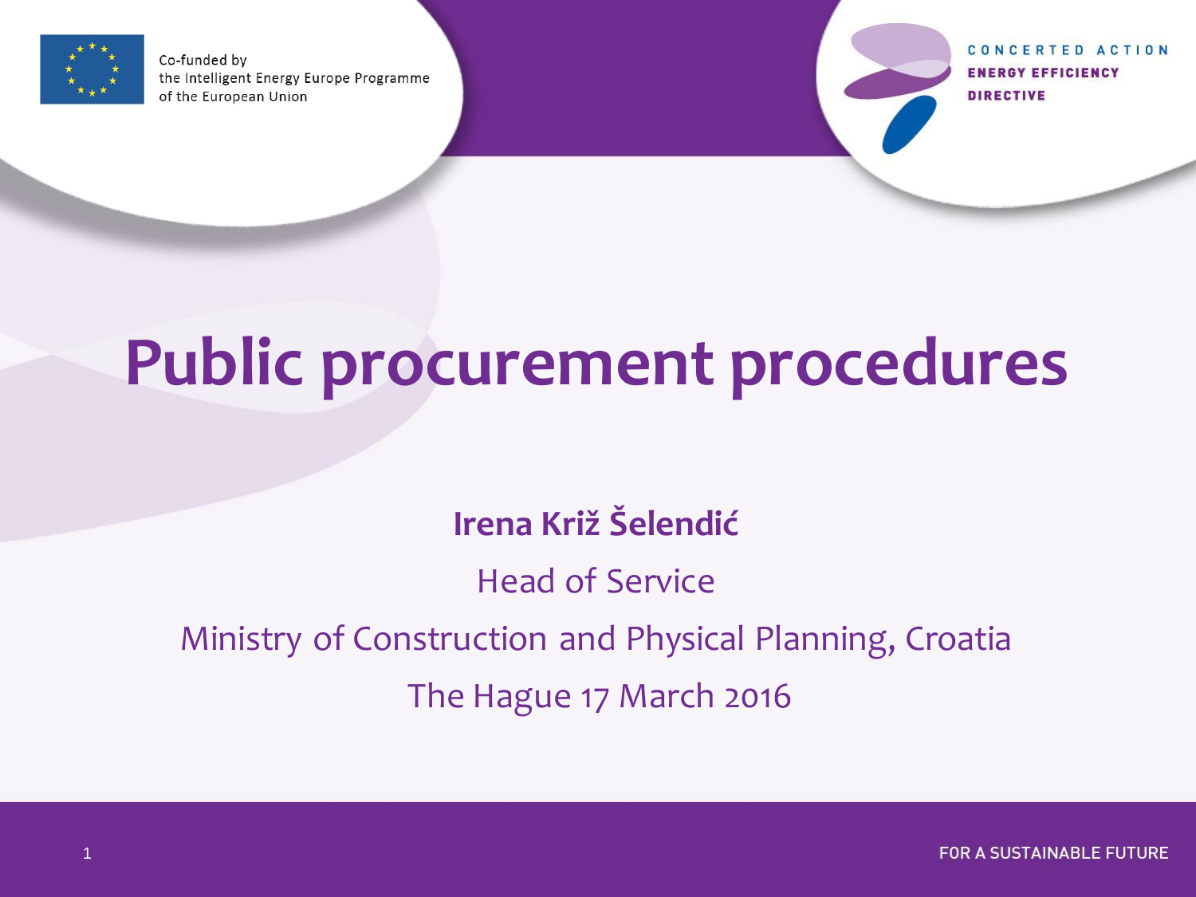Co-funded by the Intelligent Energy Europe Programme of the European Union

CONCERTED ACTION ENERGY EFFICIENCY DIRECTIVE

# Public procurement procedures

**Irena Križ Šelendić**

Head of Service

Ministry of Construction and Physical Planning, Croatia

The Hague 17 March 2016

FOR A SUSTAINABLE FUTURE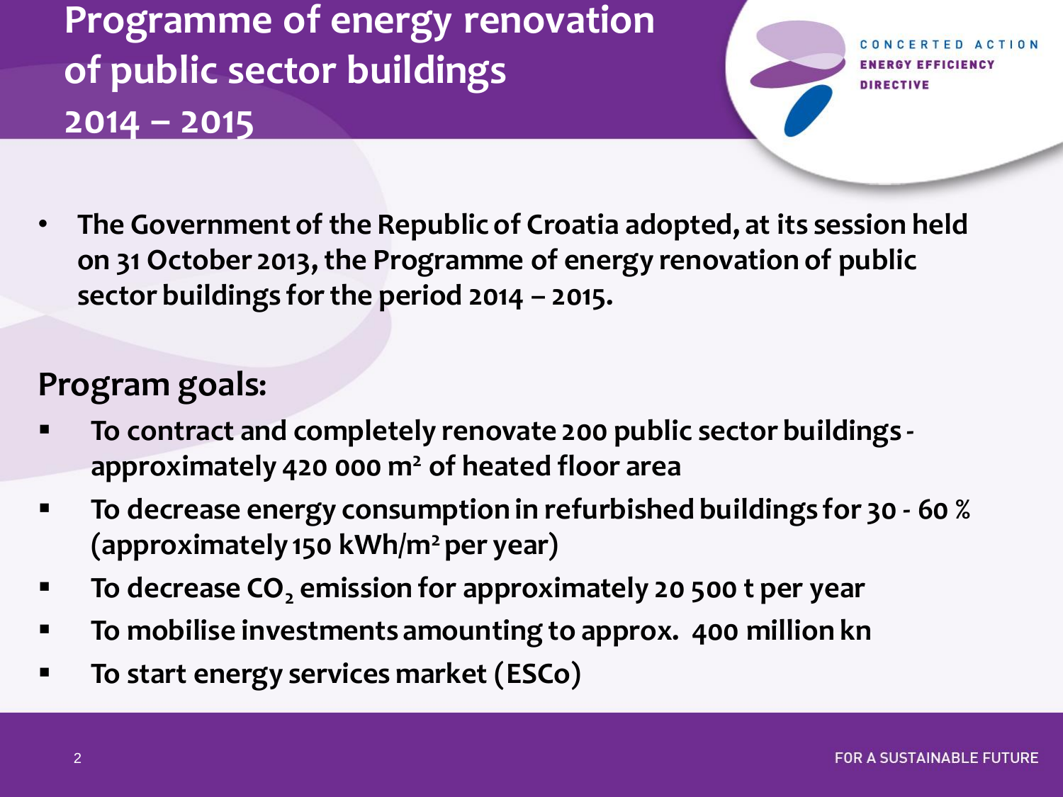# Programme of energy renovation of public sector buildings 2014 – 2015

- **The Government of the Republic of Croatia adopted, at its session held on 31 October 2013, the Programme of energy renovation of public sector buildings for the period 2014 – 2015.**

## Program goals:

- **To contract and completely renovate 200 public sector buildings - approximately 420 000 $m^2$ of heated floor area**
- **To decrease energy consumption in refurbished buildings for 30 - 60 % (approximately 150 kWh/$m^2$ per year)**
- **To decrease $CO_2$ emission for approximately 20 500 t per year**
- **To mobilise investments amounting to approx. 400 million kn**
- **To start energy services market (ESCo)**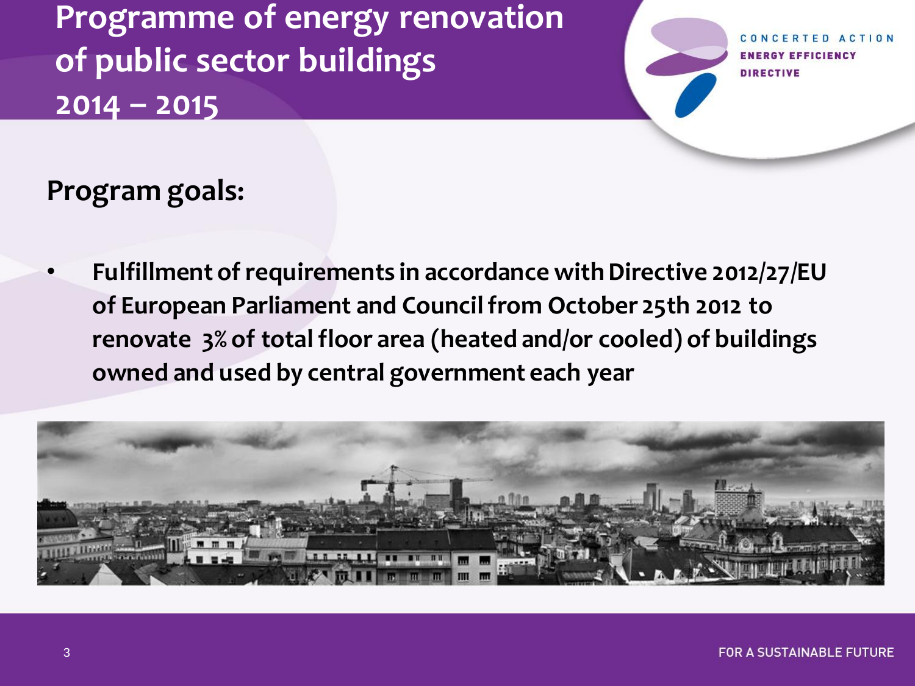# Programme of energy renovation of public sector buildings 2014 – 2015

## Program goals:

- **Fulfillment of requirements in accordance with Directive 2012/27/EU of European Parliament and Council from October 25th 2012 to renovate 3% of total floor area (heated and/or cooled) of buildings owned and used by central government each year**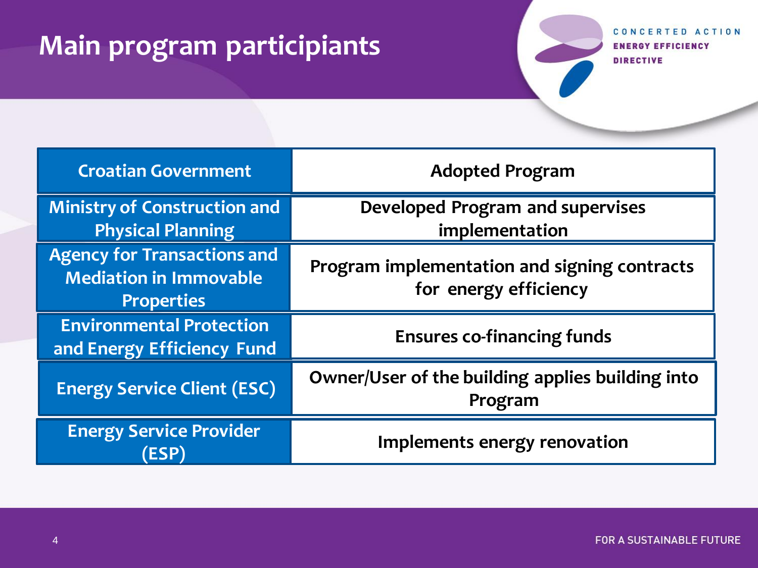# Main program participiants

| Participant | Role |
|---|---|
| Croatian Government | Adopted Program |
| Ministry of Construction and Physical Planning | Developed Program and supervises implementation |
| Agency for Transactions and Mediation in Immovable Properties | Program implementation and signing contracts for energy efficiency |
| Environmental Protection and Energy Efficiency Fund | Ensures co-financing funds |
| Energy Service Client (ESC) | Owner/User of the building applies building into Program |
| Energy Service Provider (ESP) | Implements energy renovation |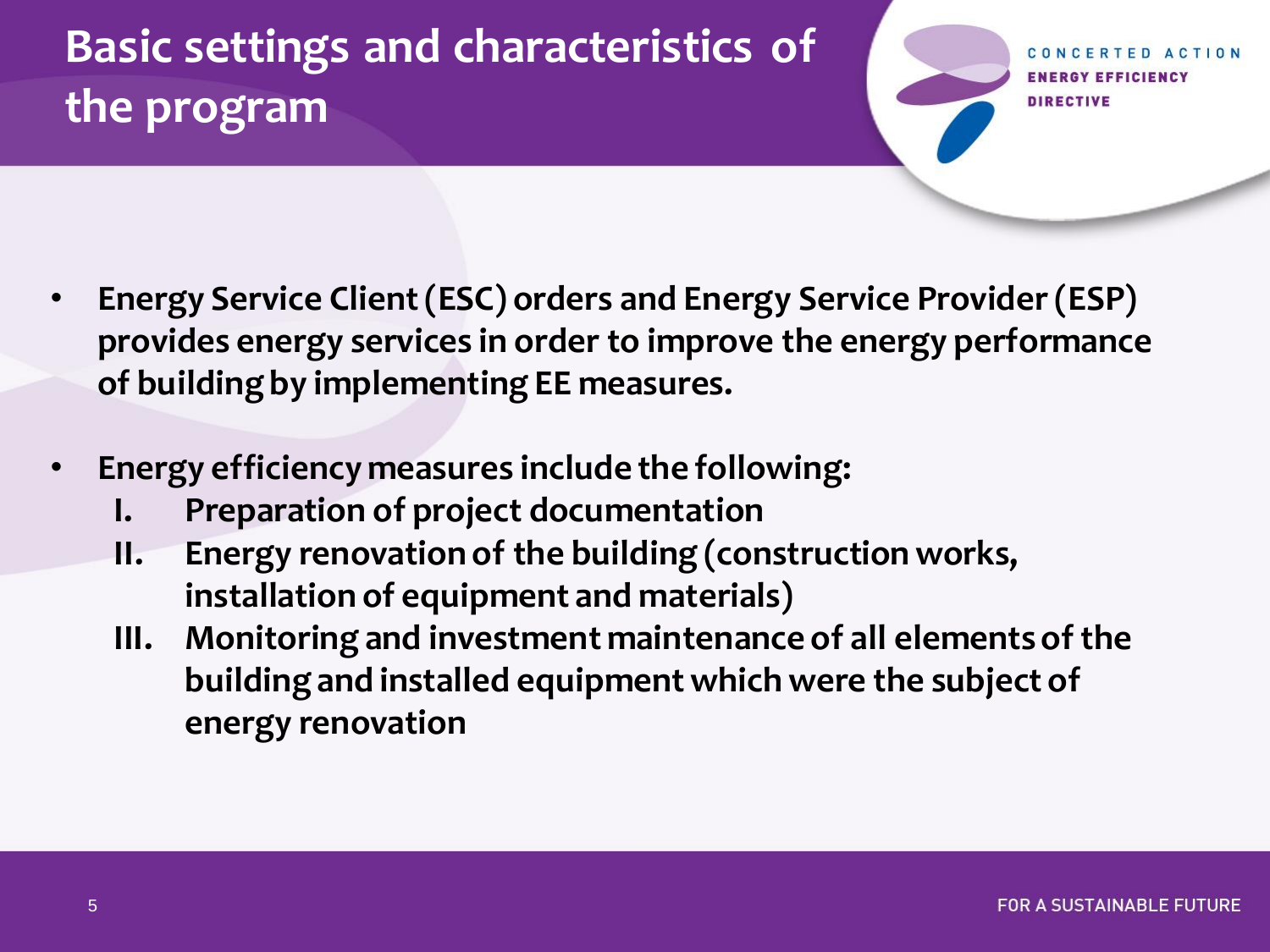# Basic settings and characteristics of the program

- **Energy Service Client (ESC) orders and Energy Service Provider (ESP) provides energy services in order to improve the energy performance of building by implementing EE measures.**
- **Energy efficiency measures include the following:**
  - **I. Preparation of project documentation**
  - **II. Energy renovation of the building (construction works, installation of equipment and materials)**
  - **III. Monitoring and investment maintenance of all elements of the building and installed equipment which were the subject of energy renovation**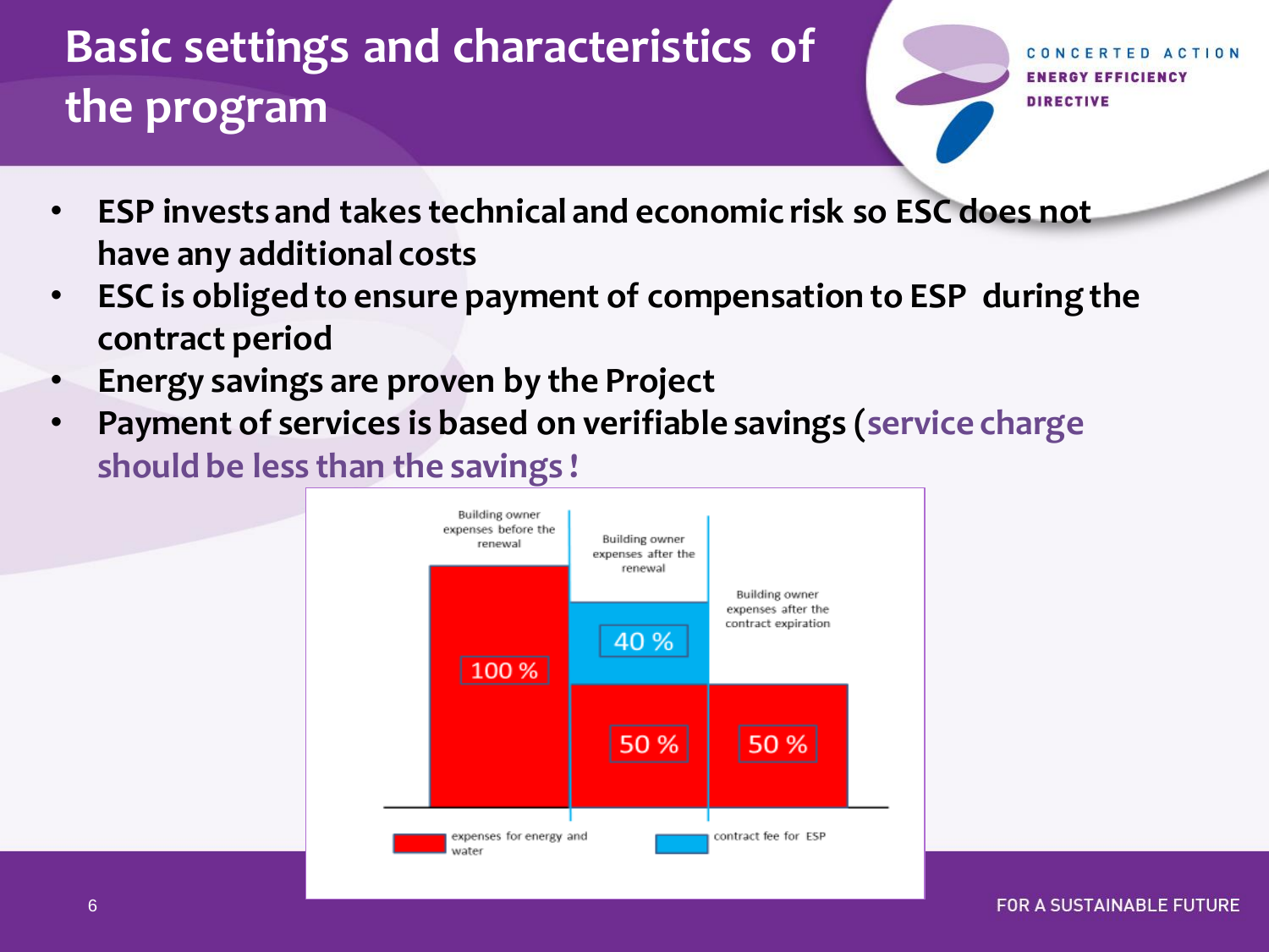# Basic settings and characteristics of the program

- **ESP invests and takes technical and economic risk so ESC does not have any additional costs**
- **ESC is obliged to ensure payment of compensation to ESP during the contract period**
- **Energy savings are proven by the Project**
- **Payment of services is based on verifiable savings (service charge should be less than the savings !**

Building owner expenses before the renewal

Building owner expenses after the renewal

Building owner expenses after the contract expiration

100 %

40 %

50 %

50 %

expenses for energy and water

contract fee for ESP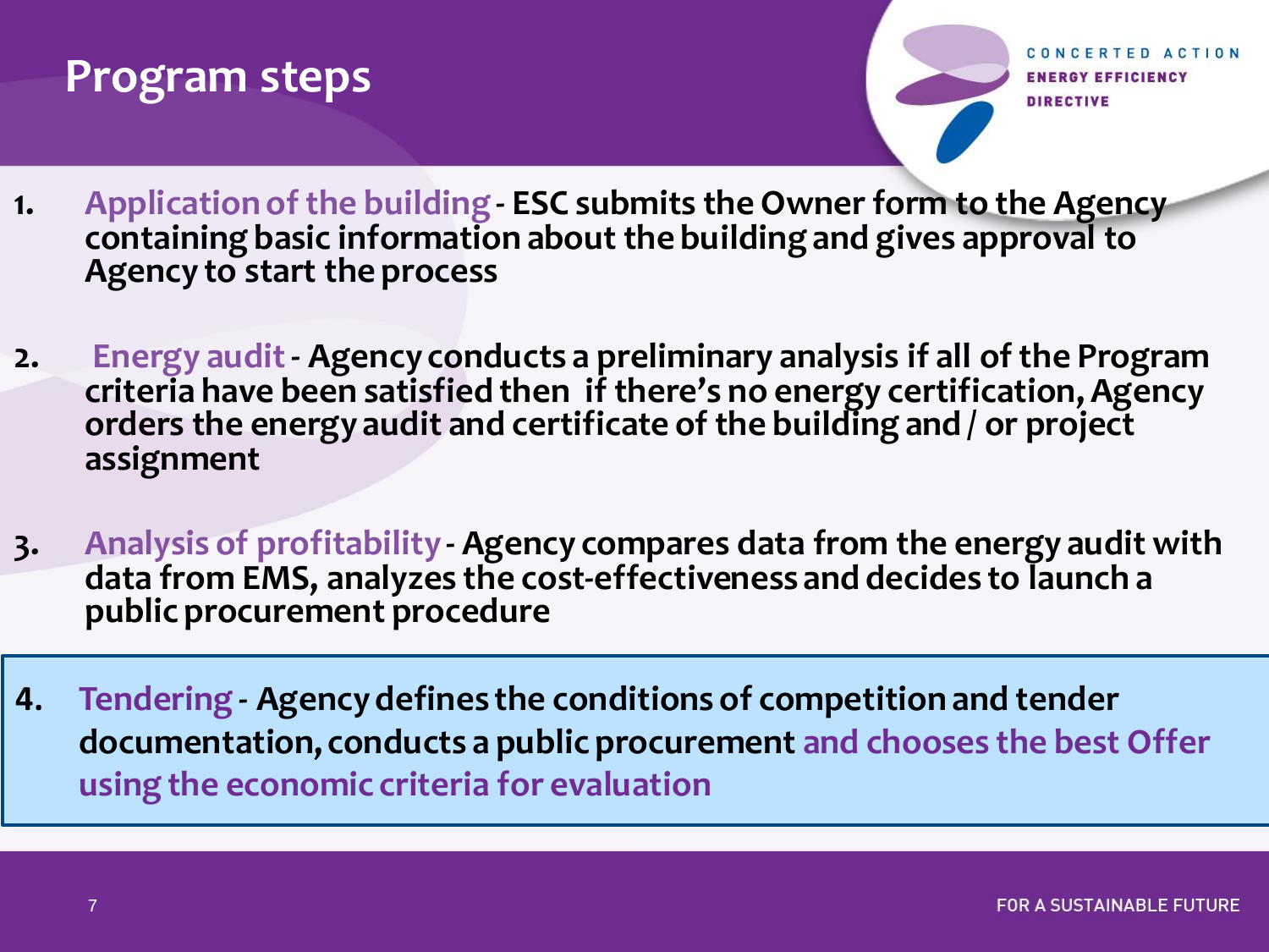# Program steps

1. **Application of the building - ESC submits the Owner form to the Agency containing basic information about the building and gives approval to Agency to start the process**

2. **Energy audit - Agency conducts a preliminary analysis if all of the Program criteria have been satisfied then if there's no energy certification, Agency orders the energy audit and certificate of the building and / or project assignment**

3. **Analysis of profitability - Agency compares data from the energy audit with data from EMS, analyzes the cost-effectiveness and decides to launch a public procurement procedure**

4. **Tendering - Agency defines the conditions of competition and tender documentation, conducts a public procurement and chooses the best Offer using the economic criteria for evaluation**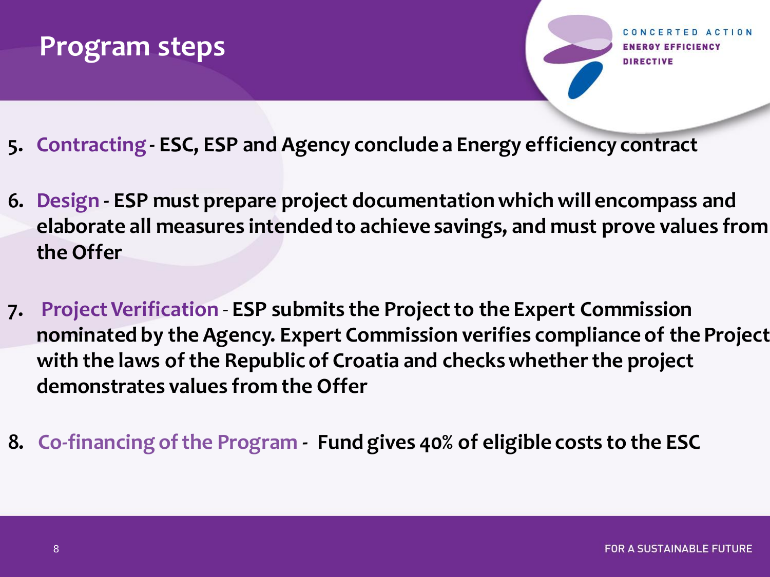# Program steps

5. **Contracting - ESC, ESP and Agency conclude a Energy efficiency contract**

6. **Design - ESP must prepare project documentation which will encompass and elaborate all measures intended to achieve savings, and must prove values from the Offer**

7. **Project Verification - ESP submits the Project to the Expert Commission nominated by the Agency. Expert Commission verifies compliance of the Project with the laws of the Republic of Croatia and checks whether the project demonstrates values from the Offer**

8. **Co-financing of the Program - Fund gives 40% of eligible costs to the ESC**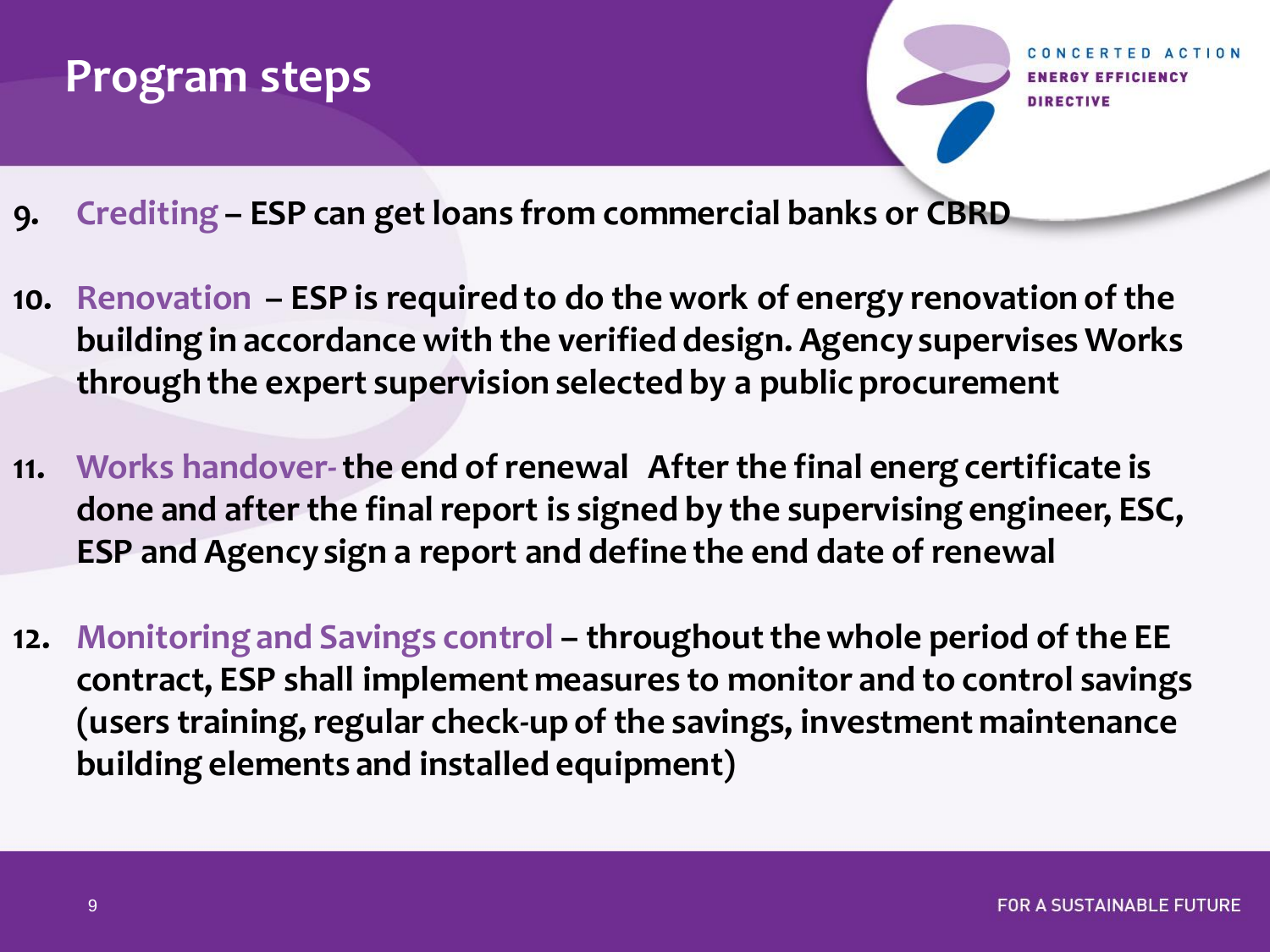# Program steps

9. **Crediting – ESP can get loans from commercial banks or CBRD**

10. **Renovation – ESP is required to do the work of energy renovation of the building in accordance with the verified design. Agency supervises Works through the expert supervision selected by a public procurement**

11. **Works handover- the end of renewal After the final energ certificate is done and after the final report is signed by the supervising engineer, ESC, ESP and Agency sign a report and define the end date of renewal**

12. **Monitoring and Savings control – throughout the whole period of the EE contract, ESP shall implement measures to monitor and to control savings (users training, regular check-up of the savings, investment maintenance building elements and installed equipment)**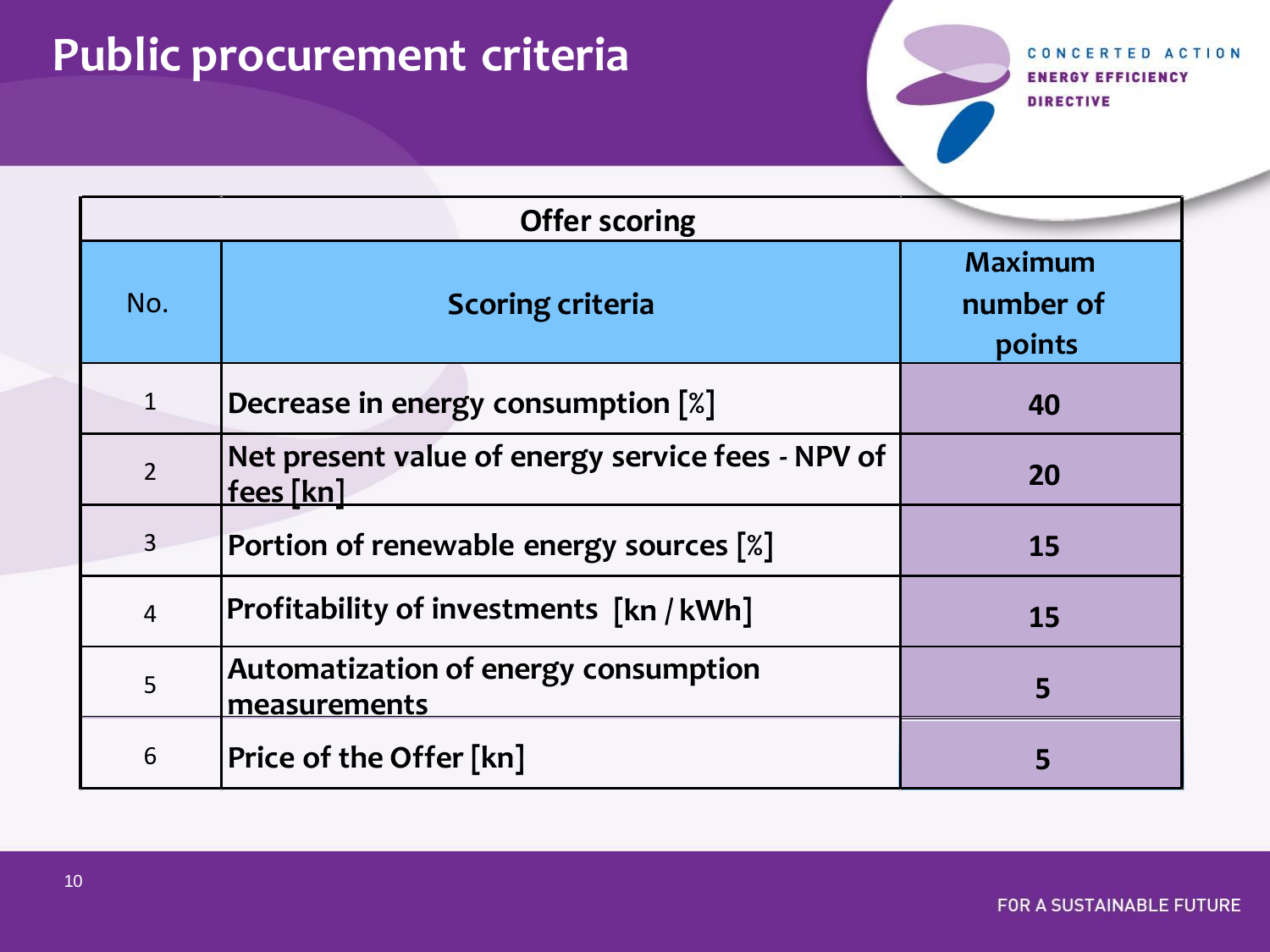# Public procurement criteria

| Offer scoring | | |
|---|---|---|
| No. | Scoring criteria | Maximum number of points |
| 1 | Decrease in energy consumption [%] | 40 |
| 2 | Net present value of energy service fees - NPV of fees [kn] | 20 |
| 3 | Portion of renewable energy sources [%] | 15 |
| 4 | Profitability of investments [kn / kWh] | 15 |
| 5 | Automatization of energy consumption measurements | 5 |
| 6 | Price of the Offer [kn] | 5 |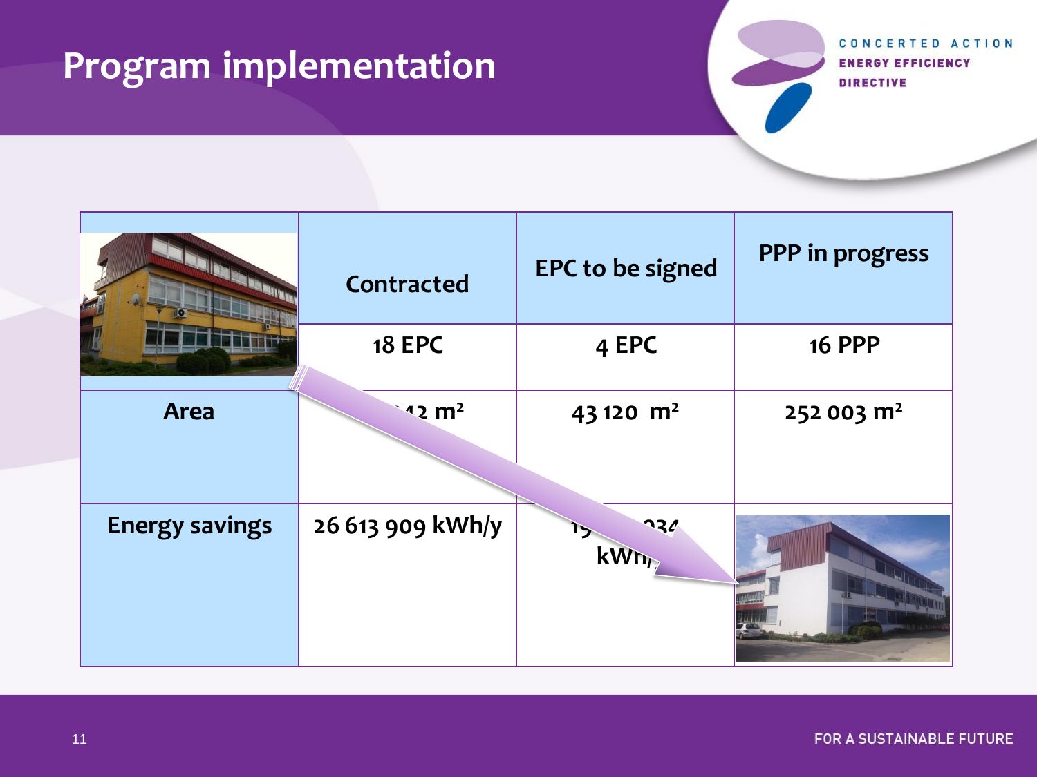# Program implementation

| | Contracted | EPC to be signed | PPP in progress |
|---|---|---|---|
| | 18 EPC | 4 EPC | 16 PPP |
| Area | ...42 m² | 43 120 m² | 252 003 m² |
| Energy savings | 26 613 909 kWh/y | 19 ... 034 kWh/... | |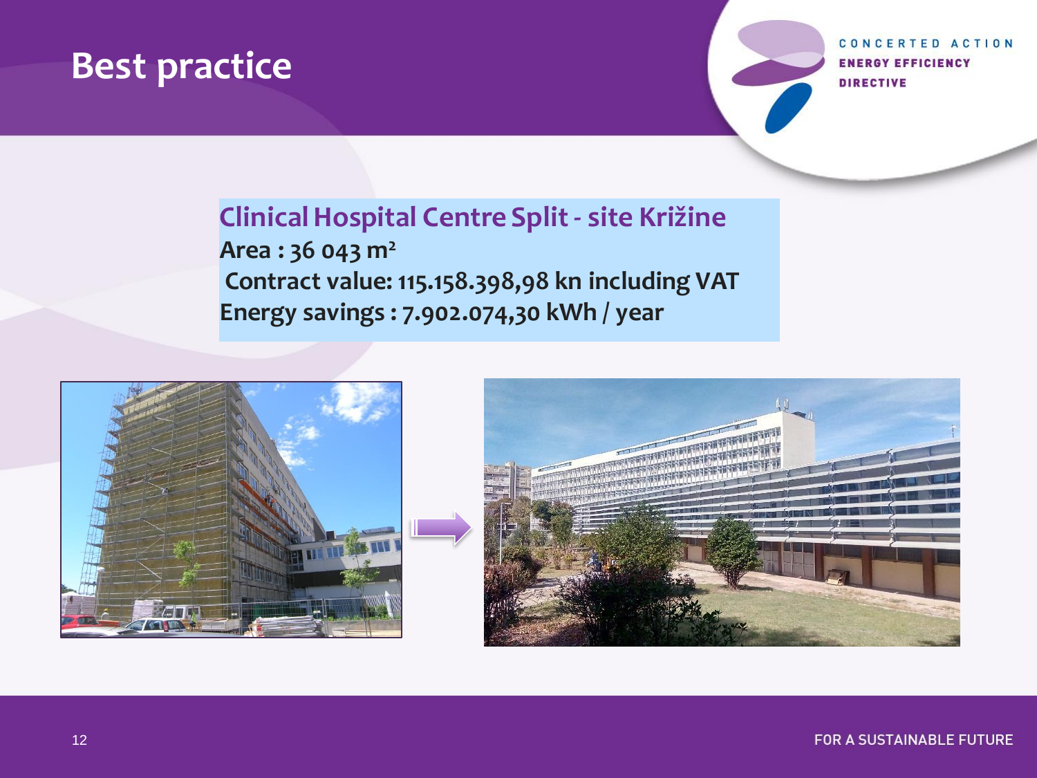# Best practice

CONCERTED ACTION ENERGY EFFICIENCY DIRECTIVE

**Clinical Hospital Centre Split - site Križine**

**Area : 36 043 m²**

**Contract value: 115.158.398,98 kn including VAT**

**Energy savings : 7.902.074,30 kWh / year**

FOR A SUSTAINABLE FUTURE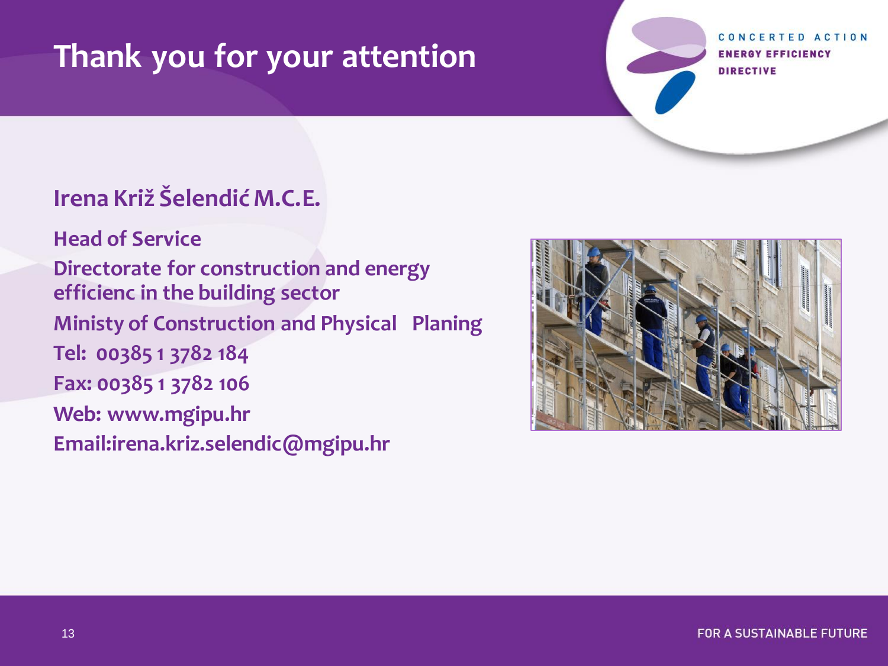# Thank you for your attention

**Irena Križ Šelendić M.C.E.**

**Head of Service**

**Directorate for construction and energy efficienc in the building sector**

**Ministy of Construction and Physical Planing**

**Tel: 00385 1 3782 184**

**Fax: 00385 1 3782 106**

**Web: www.mgipu.hr**

**Email:irena.kriz.selendic@mgipu.hr**